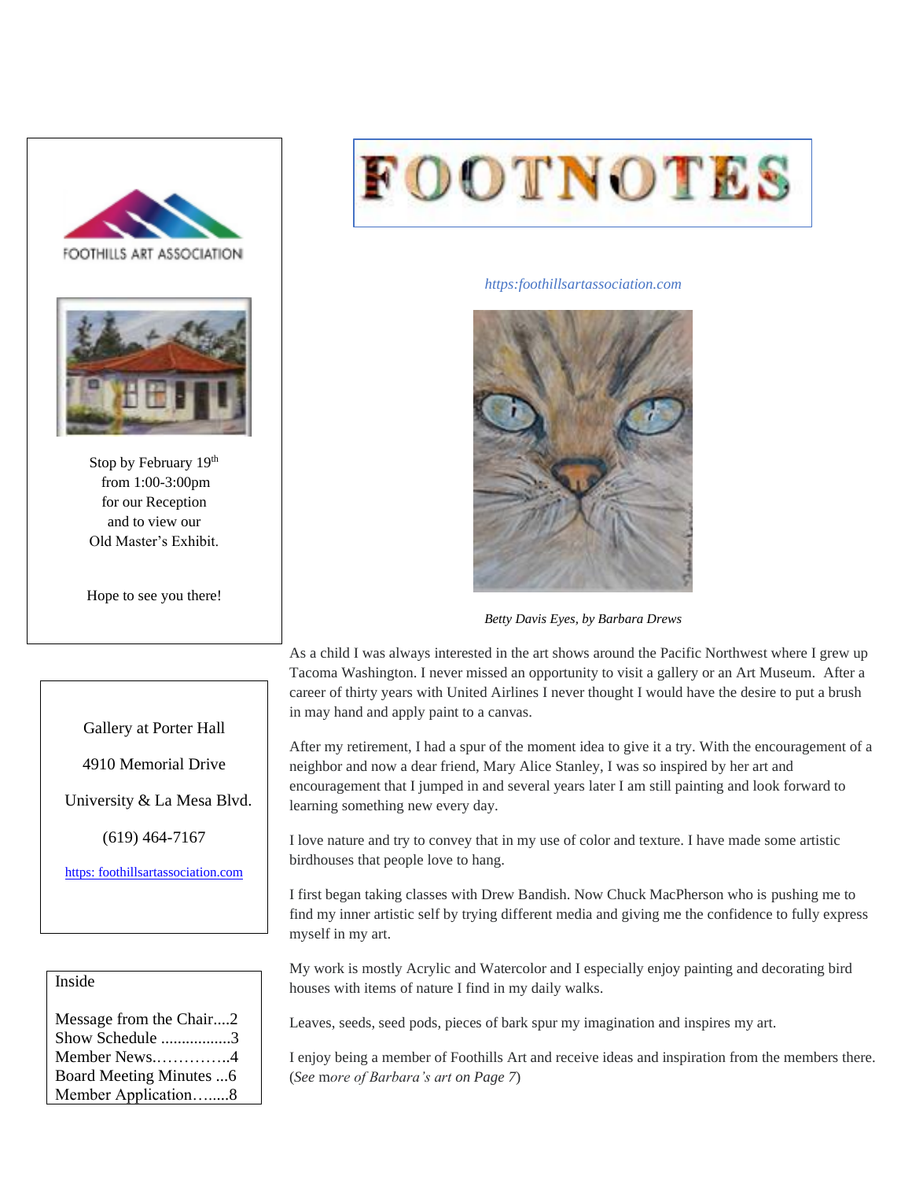# FOOTNOTES

*https:foothillsartassociation.com*

*Betty Davis Eyes, by Barbara Drews*

As a child I was always interested in the art shows around the Pacific Northwest where I grew up Tacoma Washington. I never missed an opportunity to visit a gallery or an Art Museum. After a career of thirty years with United Airlines I never thought I would have the desire to put a brush in may hand and apply paint to a canvas.

After my retirement, I had a spur of the moment idea to give it a try. With the encouragement of a neighbor and now a dear friend, Mary Alice Stanley, I was so inspired by her art and encouragement that I jumped in and several years later I am still painting and look forward to learning something new every day.

I love nature and try to convey that in my use of color and texture. I have made some artistic birdhouses that people love to hang.

I first began taking classes with Drew Bandish. Now Chuck MacPherson who is pushing me to find my inner artistic self by trying different media and giving me the confidence to fully express myself in my art.

My work is mostly Acrylic and Watercolor and I especially enjoy painting and decorating bird houses with items of nature I find in my daily walks.

Leaves, seeds, seed pods, pieces of bark spur my imagination and inspires my art.

I enjoy being a member of Foothills Art and receive ideas and inspiration from the members there. (*See more of Barbara's art on Page 7*)

---

FOOTHILLS ART ASSOCIATION

Stop by February 19th from 1:00-3:00pm for our Reception and to view our Old Master's Exhibit.

Hope to see you there!

---

Gallery at Porter Hall

4910 Memorial Drive

University & La Mesa Blvd.

(619) 464-7167

https: foothillsartassociation.com

---

**Inside**

Message from the Chair....2
Show Schedule .................3
Member News..............4
Board Meeting Minutes ...6
Member Application….....8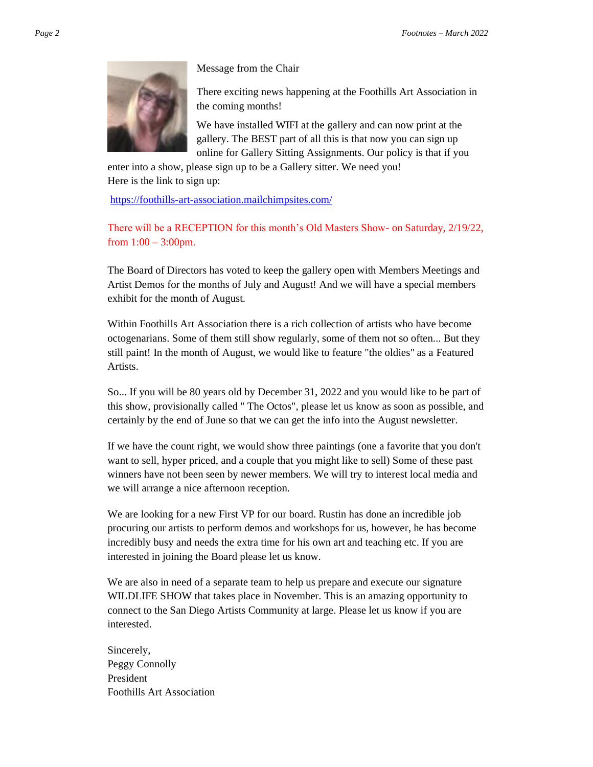## Message from the Chair

There exciting news happening at the Foothills Art Association in the coming months!

We have installed WIFI at the gallery and can now print at the gallery. The BEST part of all this is that now you can sign up online for Gallery Sitting Assignments. Our policy is that if you enter into a show, please sign up to be a Gallery sitter. We need you!
Here is the link to sign up:

https://foothills-art-association.mailchimpsites.com/

There will be a RECEPTION for this month's Old Masters Show- on Saturday, 2/19/22, from 1:00 – 3:00pm.

The Board of Directors has voted to keep the gallery open with Members Meetings and Artist Demos for the months of July and August! And we will have a special members exhibit for the month of August.

Within Foothills Art Association there is a rich collection of artists who have become octogenarians. Some of them still show regularly, some of them not so often... But they still paint! In the month of August, we would like to feature "the oldies" as a Featured Artists.

So... If you will be 80 years old by December 31, 2022 and you would like to be part of this show, provisionally called " The Octos", please let us know as soon as possible, and certainly by the end of June so that we can get the info into the August newsletter.

If we have the count right, we would show three paintings (one a favorite that you don't want to sell, hyper priced, and a couple that you might like to sell) Some of these past winners have not been seen by newer members. We will try to interest local media and we will arrange a nice afternoon reception.

We are looking for a new First VP for our board. Rustin has done an incredible job procuring our artists to perform demos and workshops for us, however, he has become incredibly busy and needs the extra time for his own art and teaching etc. If you are interested in joining the Board please let us know.

We are also in need of a separate team to help us prepare and execute our signature WILDLIFE SHOW that takes place in November. This is an amazing opportunity to connect to the San Diego Artists Community at large. Please let us know if you are interested.

Sincerely,
Peggy Connolly
President
Foothills Art Association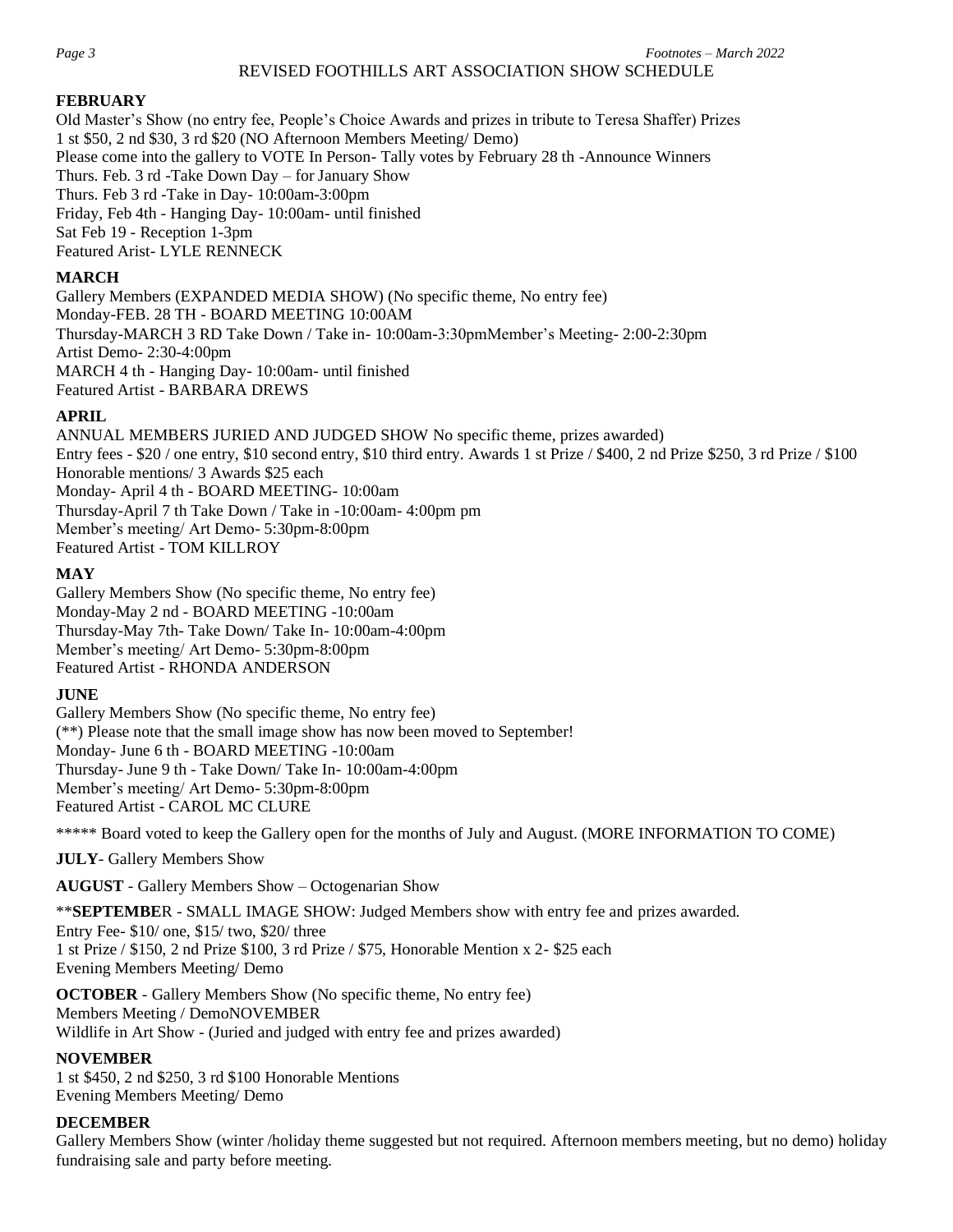# REVISED FOOTHILLS ART ASSOCIATION SHOW SCHEDULE

**FEBRUARY**

Old Master's Show (no entry fee, People's Choice Awards and prizes in tribute to Teresa Shaffer) Prizes
1 st $50, 2 nd $30, 3 rd $20 (NO Afternoon Members Meeting/ Demo)
Please come into the gallery to VOTE In Person- Tally votes by February 28 th -Announce Winners
Thurs. Feb. 3 rd -Take Down Day – for January Show
Thurs. Feb 3 rd -Take in Day- 10:00am-3:00pm
Friday, Feb 4th - Hanging Day- 10:00am- until finished
Sat Feb 19 - Reception 1-3pm
Featured Arist- LYLE RENNECK

**MARCH**

Gallery Members (EXPANDED MEDIA SHOW) (No specific theme, No entry fee)
Monday-FEB. 28 TH - BOARD MEETING 10:00AM
Thursday-MARCH 3 RD Take Down / Take in- 10:00am-3:30pmMember's Meeting- 2:00-2:30pm
Artist Demo- 2:30-4:00pm
MARCH 4 th - Hanging Day- 10:00am- until finished
Featured Artist - BARBARA DREWS

**APRIL**

ANNUAL MEMBERS JURIED AND JUDGED SHOW No specific theme, prizes awarded)
Entry fees - $20 / one entry, $10 second entry, $10 third entry. Awards 1 st Prize / $400, 2 nd Prize $250, 3 rd Prize / $100
Honorable mentions/ 3 Awards $25 each
Monday- April 4 th - BOARD MEETING- 10:00am
Thursday-April 7 th Take Down / Take in -10:00am- 4:00pm pm
Member's meeting/ Art Demo- 5:30pm-8:00pm
Featured Artist - TOM KILLROY

**MAY**

Gallery Members Show (No specific theme, No entry fee)
Monday-May 2 nd - BOARD MEETING -10:00am
Thursday-May 7th- Take Down/ Take In- 10:00am-4:00pm
Member's meeting/ Art Demo- 5:30pm-8:00pm
Featured Artist - RHONDA ANDERSON

**JUNE**

Gallery Members Show (No specific theme, No entry fee)
(**) Please note that the small image show has now been moved to September!
Monday- June 6 th - BOARD MEETING -10:00am
Thursday- June 9 th - Take Down/ Take In- 10:00am-4:00pm
Member's meeting/ Art Demo- 5:30pm-8:00pm
Featured Artist - CAROL MC CLURE

***** Board voted to keep the Gallery open for the months of July and August. (MORE INFORMATION TO COME)

**JULY**- Gallery Members Show

**AUGUST** - Gallery Members Show – Octogenarian Show

****SEPTEMBE**R - SMALL IMAGE SHOW: Judged Members show with entry fee and prizes awarded.
Entry Fee- $10/ one, $15/ two, $20/ three
1 st Prize / $150, 2 nd Prize $100, 3 rd Prize / $75, Honorable Mention x 2- $25 each
Evening Members Meeting/ Demo

**OCTOBER** - Gallery Members Show (No specific theme, No entry fee)
Members Meeting / DemoNOVEMBER
Wildlife in Art Show - (Juried and judged with entry fee and prizes awarded)

**NOVEMBER**

1 st $450, 2 nd $250, 3 rd $100 Honorable Mentions
Evening Members Meeting/ Demo

**DECEMBER**

Gallery Members Show (winter /holiday theme suggested but not required. Afternoon members meeting, but no demo) holiday fundraising sale and party before meeting.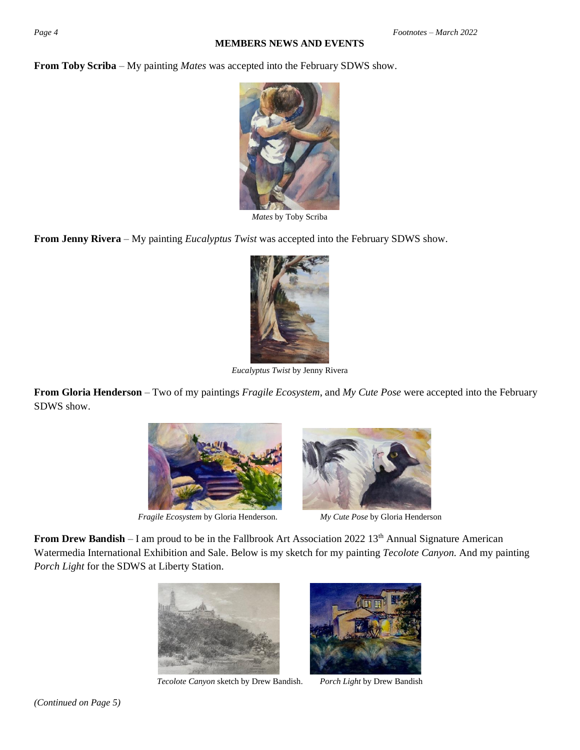## MEMBERS NEWS AND EVENTS

**From Toby Scriba** – My painting *Mates* was accepted into the February SDWS show.

*Mates* by Toby Scriba

**From Jenny Rivera** – My painting *Eucalyptus Twist* was accepted into the February SDWS show.

*Eucalyptus Twist* by Jenny Rivera

**From Gloria Henderson** – Two of my paintings *Fragile Ecosystem*, and *My Cute Pose* were accepted into the February SDWS show.

*Fragile Ecosystem* by Gloria Henderson.

*My Cute Pose* by Gloria Henderson

**From Drew Bandish** – I am proud to be in the Fallbrook Art Association 2022 13th Annual Signature American Watermedia International Exhibition and Sale. Below is my sketch for my painting *Tecolote Canyon.* And my painting *Porch Light* for the SDWS at Liberty Station.

*Tecolote Canyon* sketch by Drew Bandish.

*Porch Light* by Drew Bandish

*(Continued on Page 5)*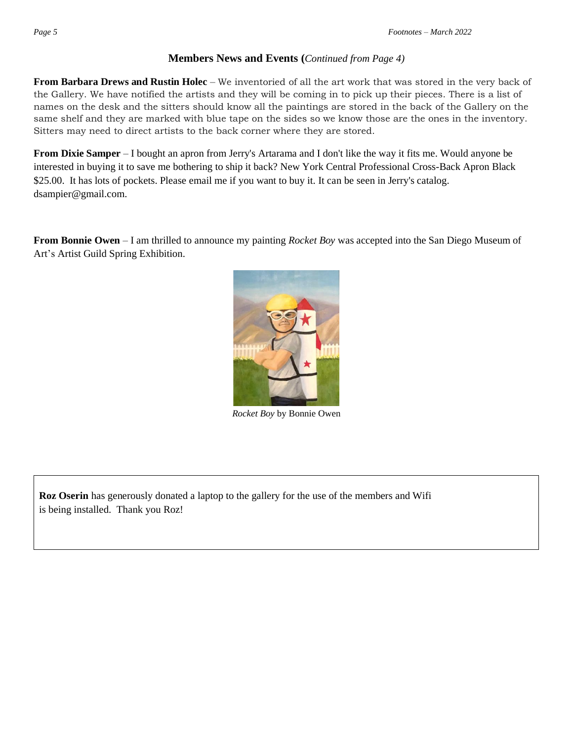## Members News and Events (*Continued from Page 4)*

**From Barbara Drews and Rustin Holec** – We inventoried of all the art work that was stored in the very back of the Gallery. We have notified the artists and they will be coming in to pick up their pieces. There is a list of names on the desk and the sitters should know all the paintings are stored in the back of the Gallery on the same shelf and they are marked with blue tape on the sides so we know those are the ones in the inventory. Sitters may need to direct artists to the back corner where they are stored.

**From Dixie Samper** – I bought an apron from Jerry's Artarama and I don't like the way it fits me. Would anyone be interested in buying it to save me bothering to ship it back? New York Central Professional Cross-Back Apron Black $25.00. It has lots of pockets. Please email me if you want to buy it. It can be seen in Jerry's catalog. dsampier@gmail.com.

**From Bonnie Owen** – I am thrilled to announce my painting *Rocket Boy* was accepted into the San Diego Museum of Art's Artist Guild Spring Exhibition.

*Rocket Boy* by Bonnie Owen

**Roz Oserin** has generously donated a laptop to the gallery for the use of the members and Wifi is being installed. Thank you Roz!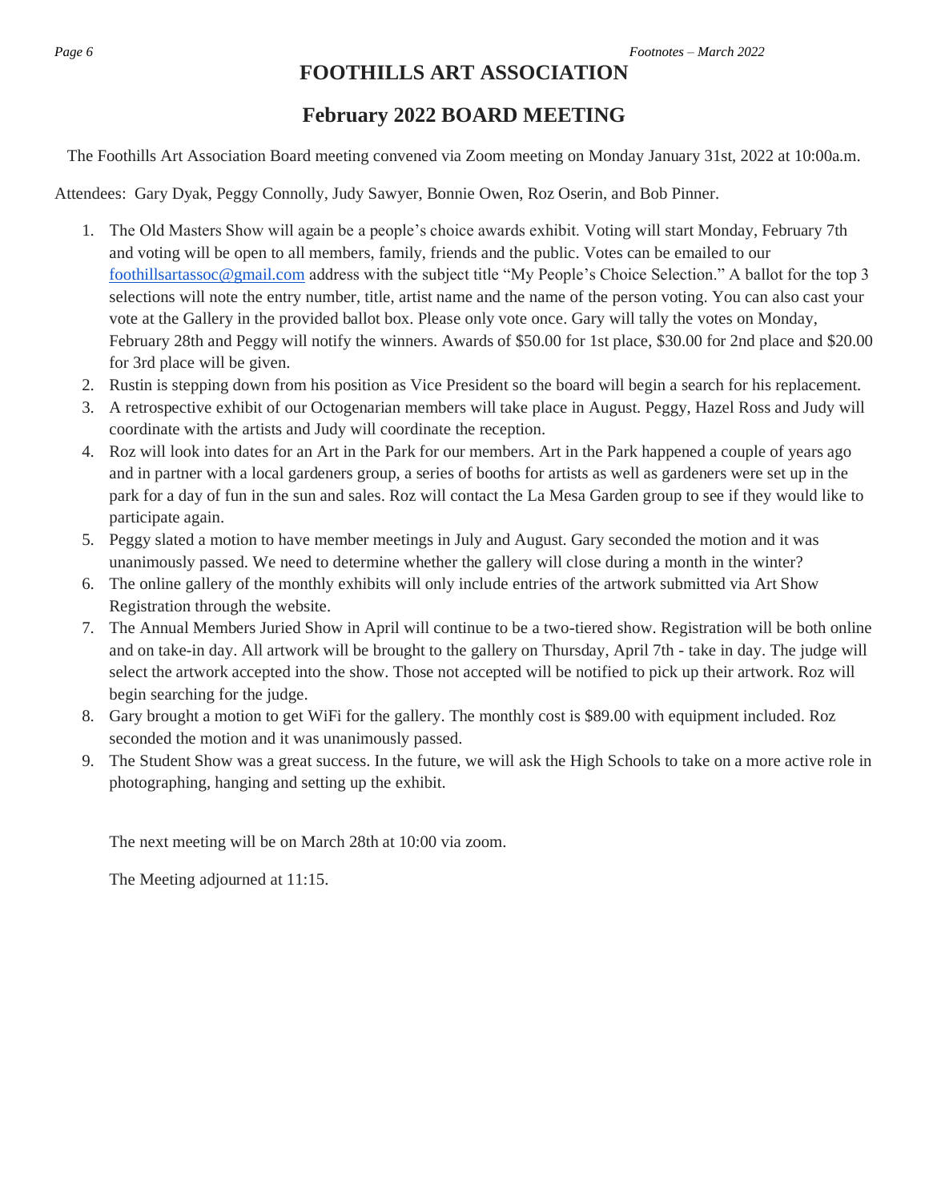# FOOTHILLS ART ASSOCIATION

## February 2022 BOARD MEETING

The Foothills Art Association Board meeting convened via Zoom meeting on Monday January 31st, 2022 at 10:00a.m.

Attendees: Gary Dyak, Peggy Connolly, Judy Sawyer, Bonnie Owen, Roz Oserin, and Bob Pinner.

1. The Old Masters Show will again be a people's choice awards exhibit. Voting will start Monday, February 7th and voting will be open to all members, family, friends and the public. Votes can be emailed to our foothillsartassoc@gmail.com address with the subject title "My People's Choice Selection." A ballot for the top 3 selections will note the entry number, title, artist name and the name of the person voting. You can also cast your vote at the Gallery in the provided ballot box. Please only vote once. Gary will tally the votes on Monday, February 28th and Peggy will notify the winners. Awards of $50.00 for 1st place, $30.00 for 2nd place and $20.00 for 3rd place will be given.
2. Rustin is stepping down from his position as Vice President so the board will begin a search for his replacement.
3. A retrospective exhibit of our Octogenarian members will take place in August. Peggy, Hazel Ross and Judy will coordinate with the artists and Judy will coordinate the reception.
4. Roz will look into dates for an Art in the Park for our members. Art in the Park happened a couple of years ago and in partner with a local gardeners group, a series of booths for artists as well as gardeners were set up in the park for a day of fun in the sun and sales. Roz will contact the La Mesa Garden group to see if they would like to participate again.
5. Peggy slated a motion to have member meetings in July and August. Gary seconded the motion and it was unanimously passed. We need to determine whether the gallery will close during a month in the winter?
6. The online gallery of the monthly exhibits will only include entries of the artwork submitted via Art Show Registration through the website.
7. The Annual Members Juried Show in April will continue to be a two-tiered show. Registration will be both online and on take-in day. All artwork will be brought to the gallery on Thursday, April 7th - take in day. The judge will select the artwork accepted into the show. Those not accepted will be notified to pick up their artwork. Roz will begin searching for the judge.
8. Gary brought a motion to get WiFi for the gallery. The monthly cost is $89.00 with equipment included. Roz seconded the motion and it was unanimously passed.
9. The Student Show was a great success. In the future, we will ask the High Schools to take on a more active role in photographing, hanging and setting up the exhibit.

The next meeting will be on March 28th at 10:00 via zoom.

The Meeting adjourned at 11:15.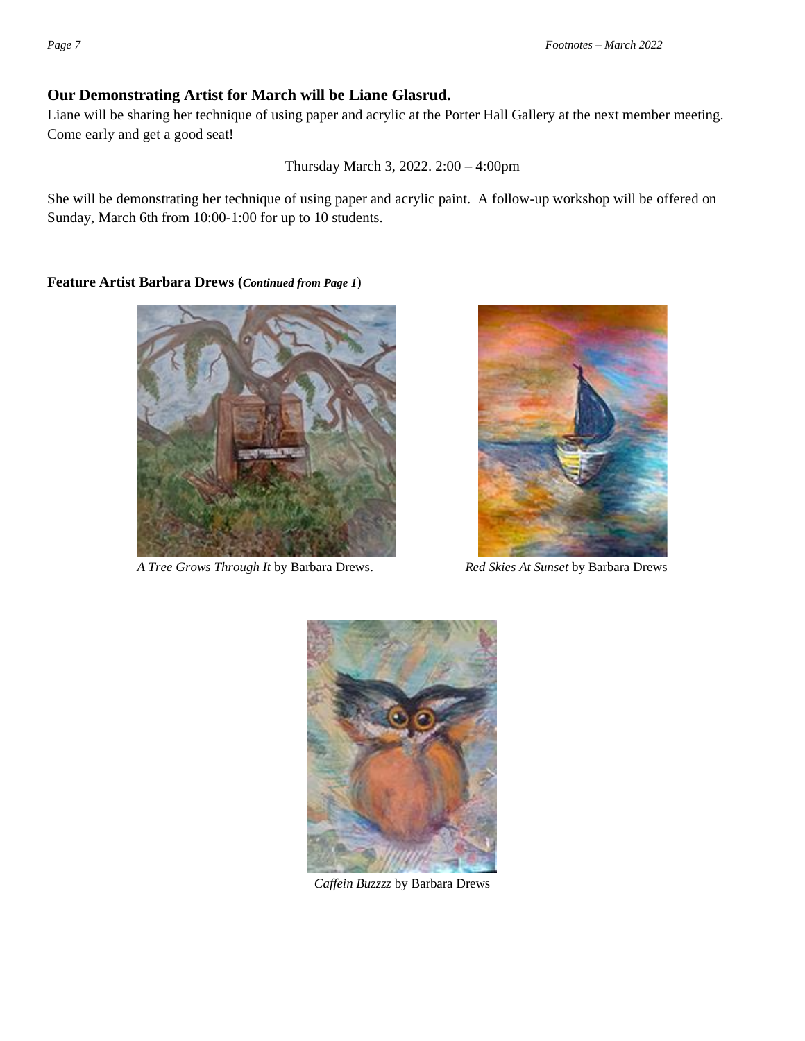## Our Demonstrating Artist for March will be Liane Glasrud.

Liane will be sharing her technique of using paper and acrylic at the Porter Hall Gallery at the next member meeting. Come early and get a good seat!

Thursday March 3, 2022. 2:00 – 4:00pm

She will be demonstrating her technique of using paper and acrylic paint. A follow-up workshop will be offered on Sunday, March 6th from 10:00-1:00 for up to 10 students.

**Feature Artist Barbara Drews (*Continued from Page 1*)**

*A Tree Grows Through It* by Barbara Drews.

*Red Skies At Sunset* by Barbara Drews

*Caffein Buzzzz* by Barbara Drews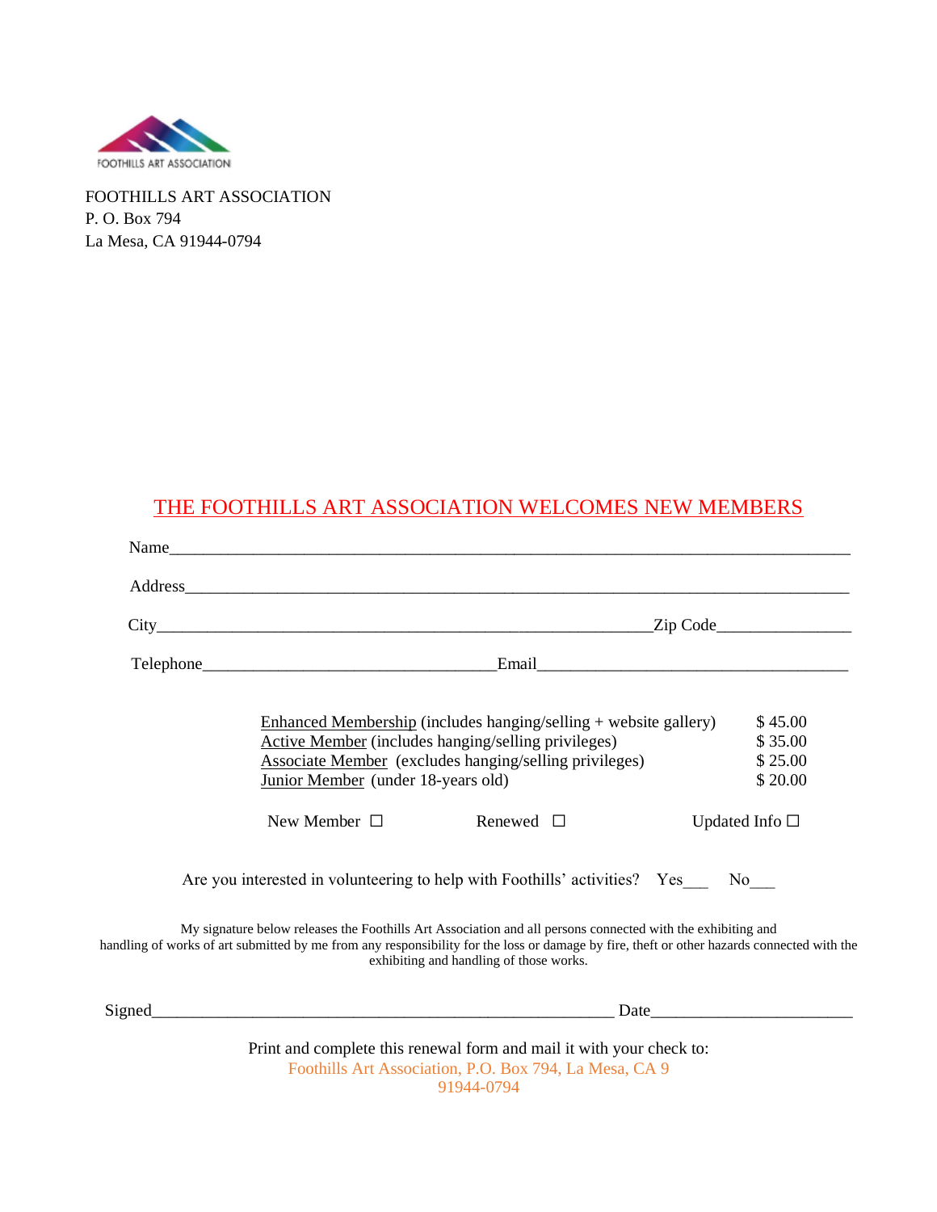FOOTHILLS ART ASSOCIATION

FOOTHILLS ART ASSOCIATION
P. O. Box 794
La Mesa, CA 91944-0794

## THE FOOTHILLS ART ASSOCIATION WELCOMES NEW MEMBERS

Name_______________________________________________________________________________

Address_____________________________________________________________________________

City____________________________________________________________Zip Code________________

Telephone___________________________________Email_____________________________________

| | |
|---|---|
| Enhanced Membership (includes hanging/selling + website gallery) | $ 45.00 |
| Active Member (includes hanging/selling privileges) | $ 35.00 |
| Associate Member (excludes hanging/selling privileges) | $ 25.00 |
| Junior Member (under 18-years old) | $ 20.00 |

New Member ☐ Renewed ☐ Updated Info ☐

Are you interested in volunteering to help with Foothills' activities? Yes___ No___

My signature below releases the Foothills Art Association and all persons connected with the exhibiting and handling of works of art submitted by me from any responsibility for the loss or damage by fire, theft or other hazards connected with the exhibiting and handling of those works.

Signed__________________________________________________________ Date________________________

Print and complete this renewal form and mail it with your check to:
Foothills Art Association, P.O. Box 794, La Mesa, CA 9
91944-0794